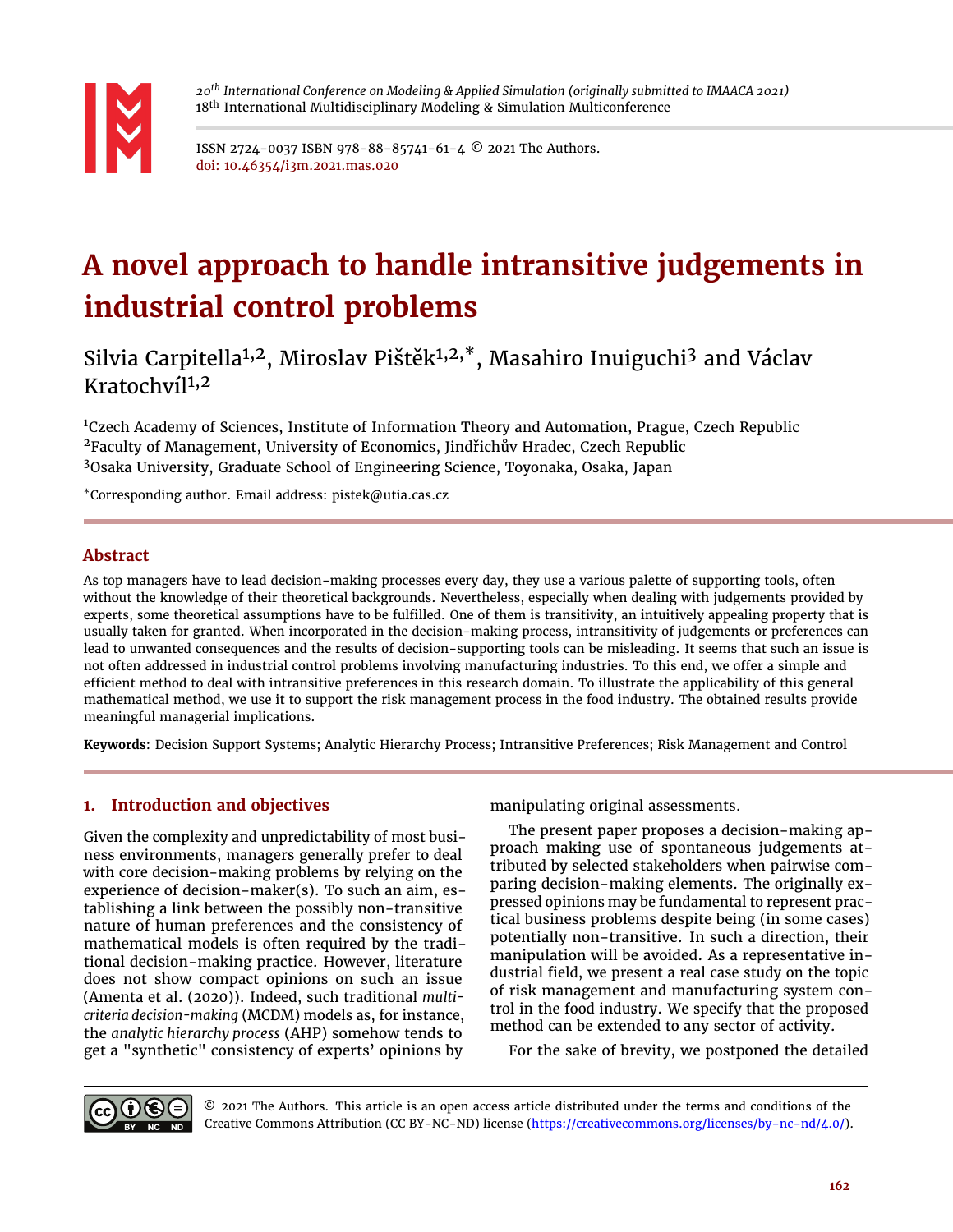*20th International Conference on Modeling & Applied Simulation (originally submitted to IMAACA 2021)*
18th International Multidisciplinary Modeling & Simulation Multiconference

ISSN 2724-0037 ISBN 978-88-85741-61-4 © 2021 The Authors.
doi: 10.46354/i3m.2021.mas.020

# A novel approach to handle intransitive judgements in industrial control problems

Silvia Carpitella[1,2], Miroslav Pištěk[1,2,*], Masahiro Inuiguchi[3] and Václav Kratochvíl[1,2]

[1]Czech Academy of Sciences, Institute of Information Theory and Automation, Prague, Czech Republic
[2]Faculty of Management, University of Economics, Jindřichův Hradec, Czech Republic
[3]Osaka University, Graduate School of Engineering Science, Toyonaka, Osaka, Japan

[*]Corresponding author. Email address: pistek@utia.cas.cz

## Abstract

As top managers have to lead decision-making processes every day, they use a various palette of supporting tools, often without the knowledge of their theoretical backgrounds. Nevertheless, especially when dealing with judgements provided by experts, some theoretical assumptions have to be fulfilled. One of them is transitivity, an intuitively appealing property that is usually taken for granted. When incorporated in the decision-making process, intransitivity of judgements or preferences can lead to unwanted consequences and the results of decision-supporting tools can be misleading. It seems that such an issue is not often addressed in industrial control problems involving manufacturing industries. To this end, we offer a simple and efficient method to deal with intransitive preferences in this research domain. To illustrate the applicability of this general mathematical method, we use it to support the risk management process in the food industry. The obtained results provide meaningful managerial implications.

**Keywords**: Decision Support Systems; Analytic Hierarchy Process; Intransitive Preferences; Risk Management and Control

## 1. Introduction and objectives

Given the complexity and unpredictability of most business environments, managers generally prefer to deal with core decision-making problems by relying on the experience of decision-maker(s). To such an aim, establishing a link between the possibly non-transitive nature of human preferences and the consistency of mathematical models is often required by the traditional decision-making practice. However, literature does not show compact opinions on such an issue (Amenta et al. (2020)). Indeed, such traditional *multi-criteria decision-making* (MCDM) models as, for instance, the *analytic hierarchy process* (AHP) somehow tends to get a "synthetic" consistency of experts' opinions by manipulating original assessments.

The present paper proposes a decision-making approach making use of spontaneous judgements attributed by selected stakeholders when pairwise comparing decision-making elements. The originally expressed opinions may be fundamental to represent practical business problems despite being (in some cases) potentially non-transitive. In such a direction, their manipulation will be avoided. As a representative industrial field, we present a real case study on the topic of risk management and manufacturing system control in the food industry. We specify that the proposed method can be extended to any sector of activity.

For the sake of brevity, we postponed the detailed

© 2021 The Authors. This article is an open access article distributed under the terms and conditions of the Creative Commons Attribution (CC BY-NC-ND) license (https://creativecommons.org/licenses/by-nc-nd/4.0/).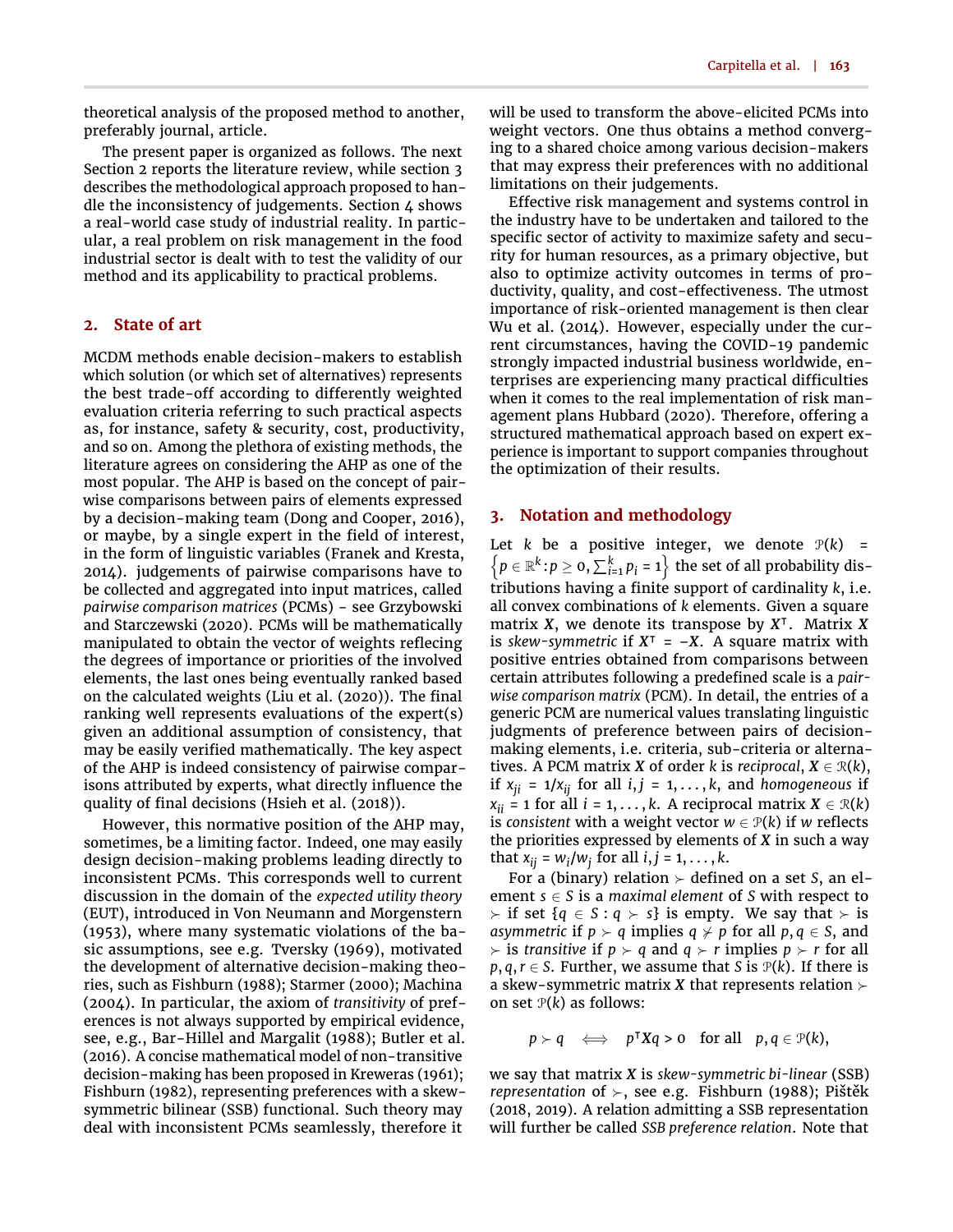theoretical analysis of the proposed method to another, preferably journal, article.

The present paper is organized as follows. The next Section 2 reports the literature review, while section 3 describes the methodological approach proposed to handle the inconsistency of judgements. Section 4 shows a real-world case study of industrial reality. In particular, a real problem on risk management in the food industrial sector is dealt with to test the validity of our method and its applicability to practical problems.

## 2. State of art

MCDM methods enable decision-makers to establish which solution (or which set of alternatives) represents the best trade-off according to differently weighted evaluation criteria referring to such practical aspects as, for instance, safety & security, cost, productivity, and so on. Among the plethora of existing methods, the literature agrees on considering the AHP as one of the most popular. The AHP is based on the concept of pairwise comparisons between pairs of elements expressed by a decision-making team (Dong and Cooper, 2016), or maybe, by a single expert in the field of interest, in the form of linguistic variables (Franek and Kresta, 2014). judgements of pairwise comparisons have to be collected and aggregated into input matrices, called *pairwise comparison matrices* (PCMs) - see Grzybowski and Starczewski (2020). PCMs will be mathematically manipulated to obtain the vector of weights reflecting the degrees of importance or priorities of the involved elements, the last ones being eventually ranked based on the calculated weights (Liu et al. (2020)). The final ranking well represents evaluations of the expert(s) given an additional assumption of consistency, that may be easily verified mathematically. The key aspect of the AHP is indeed consistency of pairwise comparisons attributed by experts, what directly influence the quality of final decisions (Hsieh et al. (2018)).

However, this normative position of the AHP may, sometimes, be a limiting factor. Indeed, one may easily design decision-making problems leading directly to inconsistent PCMs. This corresponds well to current discussion in the domain of the *expected utility theory* (EUT), introduced in Von Neumann and Morgenstern (1953), where many systematic violations of the basic assumptions, see e.g. Tversky (1969), motivated the development of alternative decision-making theories, such as Fishburn (1988); Starmer (2000); Machina (2004). In particular, the axiom of *transitivity* of preferences is not always supported by empirical evidence, see, e.g., Bar-Hillel and Margalit (1988); Butler et al. (2016). A concise mathematical model of non-transitive decision-making has been proposed in Kreweras (1961); Fishburn (1982), representing preferences with a skew-symmetric bilinear (SSB) functional. Such theory may deal with inconsistent PCMs seamlessly, therefore it will be used to transform the above-elicited PCMs into weight vectors. One thus obtains a method converging to a shared choice among various decision-makers that may express their preferences with no additional limitations on their judgements.

Effective risk management and systems control in the industry have to be undertaken and tailored to the specific sector of activity to maximize safety and security for human resources, as a primary objective, but also to optimize activity outcomes in terms of productivity, quality, and cost-effectiveness. The utmost importance of risk-oriented management is then clear Wu et al. (2014). However, especially under the current circumstances, having the COVID-19 pandemic strongly impacted industrial business worldwide, enterprises are experiencing many practical difficulties when it comes to the real implementation of risk management plans Hubbard (2020). Therefore, offering a structured mathematical approach based on expert experience is important to support companies throughout the optimization of their results.

## 3. Notation and methodology

Let $k$ be a positive integer, we denote $\mathcal{P}(k) = \left\{p \in \mathbb{R}^k : p \geq 0, \sum_{i=1}^{k} p_i = 1\right\}$ the set of all probability distributions having a finite support of cardinality $k$, i.e. all convex combinations of $k$ elements. Given a square matrix $\boldsymbol{X}$, we denote its transpose by $\boldsymbol{X}^\intercal$. Matrix $\boldsymbol{X}$ is *skew-symmetric* if $\boldsymbol{X}^\intercal = -\boldsymbol{X}$. A square matrix with positive entries obtained from comparisons between certain attributes following a predefined scale is a *pairwise comparison matrix* (PCM). In detail, the entries of a generic PCM are numerical values translating linguistic judgments of preference between pairs of decision-making elements, i.e. criteria, sub-criteria or alternatives. A PCM matrix $\boldsymbol{X}$ of order $k$ is *reciprocal*, $\boldsymbol{X} \in \mathcal{R}(k)$, if $x_{ji} = 1/x_{ij}$ for all $i, j = 1, \ldots, k$, and *homogeneous* if $x_{ii} = 1$ for all $i = 1, \ldots, k$. A reciprocal matrix $\boldsymbol{X} \in \mathcal{R}(k)$ is *consistent* with a weight vector $w \in \mathcal{P}(k)$ if $w$ reflects the priorities expressed by elements of $\boldsymbol{X}$ in such a way that $x_{ij} = w_i/w_j$ for all $i, j = 1, \ldots, k$.

For a (binary) relation $\succ$ defined on a set $S$, an element $s \in S$ is a *maximal element* of $S$ with respect to $\succ$ if set $\{q \in S : q \succ s\}$ is empty. We say that $\succ$ is *asymmetric* if $p \succ q$ implies $q \nsucc p$ for all $p, q \in S$, and $\succ$ is *transitive* if $p \succ q$ and $q \succ r$ implies $p \succ r$ for all $p, q, r \in S$. Further, we assume that $S$ is $\mathcal{P}(k)$. If there is a skew-symmetric matrix $\boldsymbol{X}$ that represents relation $\succ$ on set $\mathcal{P}(k)$ as follows:

$$p \succ q \iff p^\intercal \boldsymbol{X} q > 0 \quad \text{for all} \quad p, q \in \mathcal{P}(k),$$

we say that matrix $\boldsymbol{X}$ is *skew-symmetric bi-linear* (SSB) *representation* of $\succ$, see e.g. Fishburn (1988); Pištěk (2018, 2019). A relation admitting a SSB representation will further be called *SSB preference relation*. Note that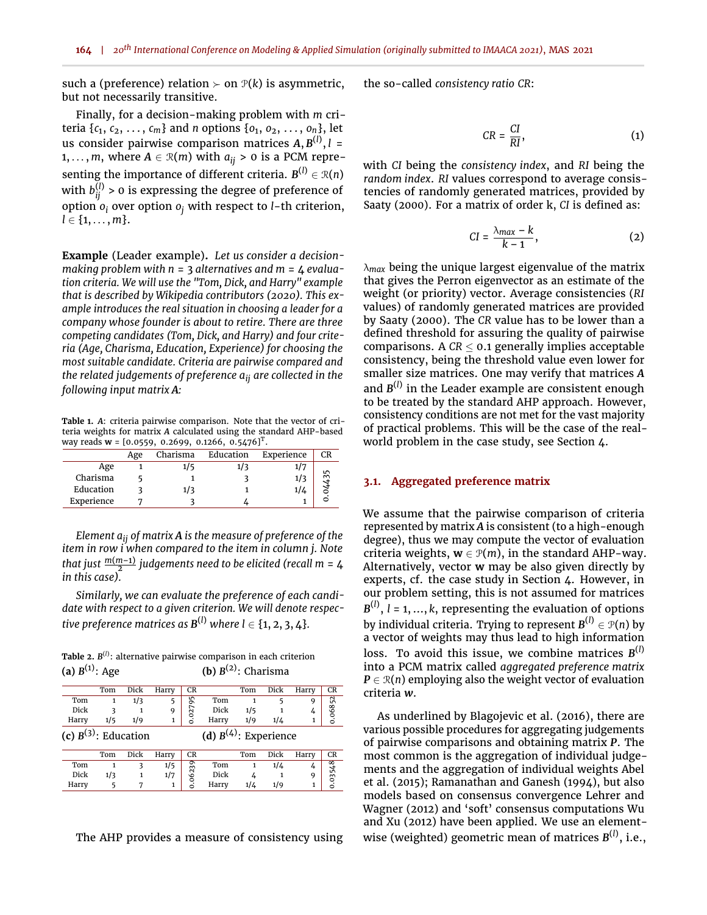such a (preference) relation $\succ$ on $\mathcal{P}(k)$ is asymmetric, but not necessarily transitive.

Finally, for a decision-making problem with $m$ criteria $\{c_1, c_2, \ldots, c_m\}$ and $n$ options $\{o_1, o_2, \ldots, o_n\}$, let us consider pairwise comparison matrices $\boldsymbol{A}, \boldsymbol{B}^{(l)}, l = 1, \ldots, m$, where $\boldsymbol{A} \in \mathcal{R}(m)$ with $a_{ij} > 0$ is a PCM representing the importance of different criteria. $\boldsymbol{B}^{(l)} \in \mathcal{R}(n)$ with $b_{ij}^{(l)} > 0$ is expressing the degree of preference of option $o_i$ over option $o_j$ with respect to $l$-th criterion, $l \in \{1, \ldots, m\}$.

**Example** (Leader example)**.** *Let us consider a decision-making problem with $n = 3$ alternatives and $m = 4$ evaluation criteria. We will use the "Tom, Dick, and Harry" example that is described by Wikipedia contributors (2020). This example introduces the real situation in choosing a leader for a company whose founder is about to retire. There are three competing candidates (Tom, Dick, and Harry) and four criteria (Age, Charisma, Education, Experience) for choosing the most suitable candidate. Criteria are pairwise compared and the related judgements of preference $a_{ij}$ are collected in the following input matrix $\boldsymbol{A}$:*

**Table 1.** $\boldsymbol{A}$: criteria pairwise comparison. Note that the vector of criteria weights for matrix $\boldsymbol{A}$ calculated using the standard AHP-based way reads $\mathbf{w} = [0.0559,\ 0.2699,\ 0.1266,\ 0.5476]^\top$.

| | Age | Charisma | Education | Experience | CR |
|---|---|---|---|---|---|
| Age | 1 | 1/5 | 1/3 | 1/7 | 0.04435 |
| Charisma | 5 | 1 | 3 | 1/3 | |
| Education | 3 | 1/3 | 1 | 1/4 | |
| Experience | 7 | 3 | 4 | 1 | |

*Element $a_{ij}$ of matrix $\boldsymbol{A}$ is the measure of preference of the item in row $i$ when compared to the item in column $j$. Note that just $\frac{m(m-1)}{2}$ judgements need to be elicited (recall $m = 4$ in this case).*

*Similarly, we can evaluate the preference of each candidate with respect to a given criterion. We will denote respective preference matrices as $\boldsymbol{B}^{(l)}$ where $l \in \{1, 2, 3, 4\}$.*

**Table 2.** $\boldsymbol{B}^{(l)}$: alternative pairwise comparison in each criterion

**(a)** $\boldsymbol{B}^{(1)}$: Age

| | Tom | Dick | Harry | CR |
|---|---|---|---|---|
| Tom | 1 | 1/3 | 5 | 0.02795 |
| Dick | 3 | 1 | 9 | |
| Harry | 1/5 | 1/9 | 1 | |

**(b)** $\boldsymbol{B}^{(2)}$: Charisma

| | Tom | Dick | Harry | CR |
|---|---|---|---|---|
| Tom | 1 | 5 | 9 | 0.06852 |
| Dick | 1/5 | 1 | 4 | |
| Harry | 1/9 | 1/4 | 1 | |

**(c)** $\boldsymbol{B}^{(3)}$: Education

| | Tom | Dick | Harry | CR |
|---|---|---|---|---|
| Tom | 1 | 3 | 1/5 | 0.06239 |
| Dick | 1/3 | 1 | 1/7 | |
| Harry | 5 | 7 | 1 | |

**(d)** $\boldsymbol{B}^{(4)}$: Experience

| | Tom | Dick | Harry | CR |
|---|---|---|---|---|
| Tom | 1 | 1/4 | 4 | 0.03548 |
| Dick | 4 | 1 | 9 | |
| Harry | 1/4 | 1/9 | 1 | |

The AHP provides a measure of consistency using the so-called *consistency ratio CR*:

$$CR = \frac{CI}{RI}, \tag{1}$$

with $CI$ being the *consistency index*, and $RI$ being the *random index*. $RI$ values correspond to average consistencies of randomly generated matrices, provided by Saaty (2000). For a matrix of order k, $CI$ is defined as:

$$CI = \frac{\lambda_{max} - k}{k - 1}, \tag{2}$$

$\lambda_{max}$ being the unique largest eigenvalue of the matrix that gives the Perron eigenvector as an estimate of the weight (or priority) vector. Average consistencies ($RI$ values) of randomly generated matrices are provided by Saaty (2000). The $CR$ value has to be lower than a defined threshold for assuring the quality of pairwise comparisons. A $CR \leq 0.1$ generally implies acceptable consistency, being the threshold value even lower for smaller size matrices. One may verify that matrices $\boldsymbol{A}$ and $\boldsymbol{B}^{(l)}$ in the Leader example are consistent enough to be treated by the standard AHP approach. However, consistency conditions are not met for the vast majority of practical problems. This will be the case of the real-world problem in the case study, see Section 4.

### 3.1. Aggregated preference matrix

We assume that the pairwise comparison of criteria represented by matrix $\boldsymbol{A}$ is consistent (to a high-enough degree), thus we may compute the vector of evaluation criteria weights, $\mathbf{w} \in \mathcal{P}(m)$, in the standard AHP-way. Alternatively, vector $\mathbf{w}$ may be also given directly by experts, cf. the case study in Section 4. However, in our problem setting, this is not assumed for matrices $\boldsymbol{B}^{(l)}$, $l = 1, \ldots, k$, representing the evaluation of options by individual criteria. Trying to represent $\boldsymbol{B}^{(l)} \in \mathcal{P}(n)$ by a vector of weights may thus lead to high information loss. To avoid this issue, we combine matrices $\boldsymbol{B}^{(l)}$ into a PCM matrix called *aggregated preference matrix* $\boldsymbol{P} \in \mathcal{R}(n)$ employing also the weight vector of evaluation criteria $\boldsymbol{w}$.

As underlined by Blagojevic et al. (2016), there are various possible procedures for aggregating judgements of pairwise comparisons and obtaining matrix $\boldsymbol{P}$. The most common is the aggregation of individual judgements and the aggregation of individual weights Abel et al. (2015); Ramanathan and Ganesh (1994), but also models based on consensus convergence Lehrer and Wagner (2012) and 'soft' consensus computations Wu and Xu (2012) have been applied. We use an element-wise (weighted) geometric mean of matrices $\boldsymbol{B}^{(l)}$, i.e.,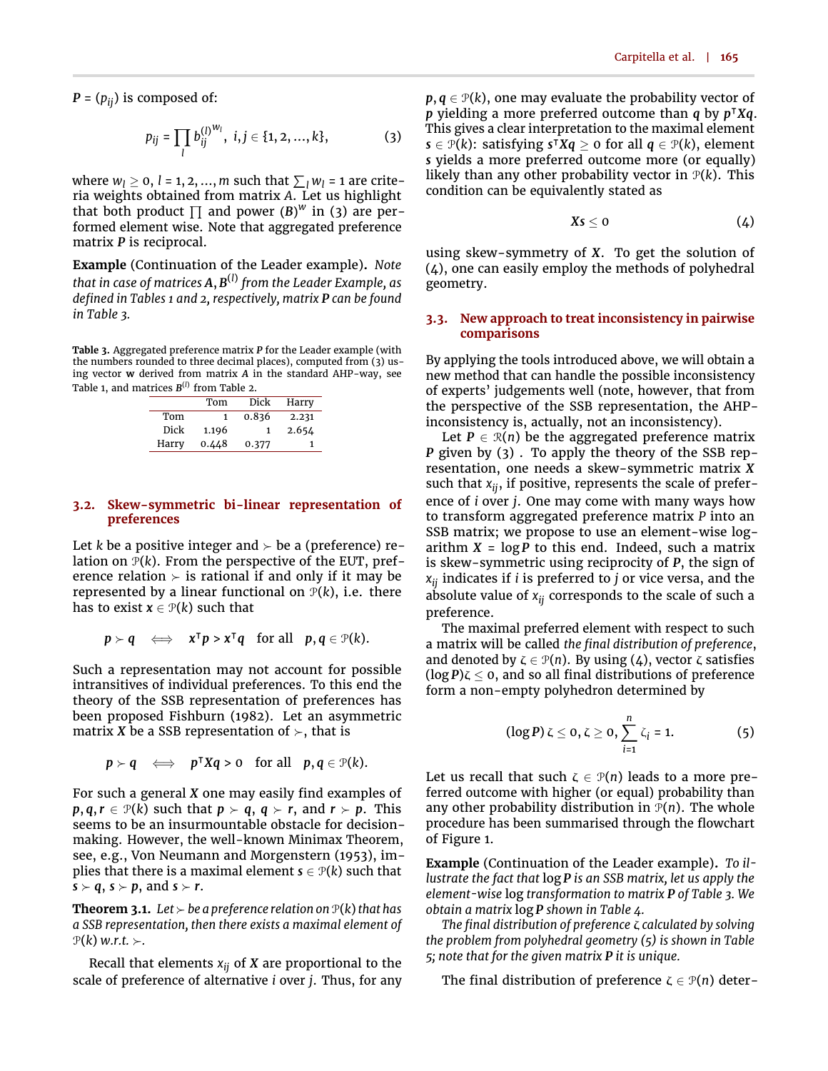$\boldsymbol{P} = (p_{ij})$ is composed of:

$$p_{ij} = \prod_l b_{ij}^{(l)^{w_l}}, \ i,j \in \{1,2,\dots,k\}, \tag{3}$$

where $w_l \geq 0$, $l = 1,2,\dots,m$ such that $\sum_l w_l = 1$ are criteria weights obtained from matrix $\boldsymbol{A}$. Let us highlight that both product $\prod$ and power $(\boldsymbol{B})^{\boldsymbol{w}}$ in (3) are performed element wise. Note that aggregated preference matrix $\boldsymbol{P}$ is reciprocal.

**Example** (Continuation of the Leader example)**.** *Note that in case of matrices $\boldsymbol{A}, \boldsymbol{B}^{(l)}$ from the Leader Example, as defined in Tables 1 and 2, respectively, matrix $\boldsymbol{P}$ can be found in Table 3.*

**Table 3.** Aggregated preference matrix $\boldsymbol{P}$ for the Leader example (with the numbers rounded to three decimal places), computed from (3) using vector $\boldsymbol{w}$ derived from matrix $\boldsymbol{A}$ in the standard AHP-way, see Table 1, and matrices $\boldsymbol{B}^{(l)}$ from Table 2.

| | Tom | Dick | Harry |
|---|---|---|---|
| Tom | 1 | 0.836 | 2.231 |
| Dick | 1.196 | 1 | 2.654 |
| Harry | 0.448 | 0.377 | 1 |

## 3.2. Skew-symmetric bi-linear representation of preferences

Let $k$ be a positive integer and $\succ$ be a (preference) relation on $\mathcal{P}(k)$. From the perspective of the EUT, preference relation $\succ$ is rational if and only if it may be represented by a linear functional on $\mathcal{P}(k)$, i.e. there has to exist $\boldsymbol{x} \in \mathcal{P}(k)$ such that

$$\boldsymbol{p} \succ \boldsymbol{q} \quad \Longleftrightarrow \quad \boldsymbol{x}^\intercal \boldsymbol{p} > \boldsymbol{x}^\intercal \boldsymbol{q} \quad \text{for all} \quad \boldsymbol{p}, \boldsymbol{q} \in \mathcal{P}(k).$$

Such a representation may not account for possible intransitives of individual preferences. To this end the theory of the SSB representation of preferences has been proposed Fishburn (1982). Let an asymmetric matrix $\boldsymbol{X}$ be a SSB representation of $\succ$, that is

$$\boldsymbol{p} \succ \boldsymbol{q} \quad \Longleftrightarrow \quad \boldsymbol{p}^\intercal \boldsymbol{X} \boldsymbol{q} > 0 \quad \text{for all} \quad \boldsymbol{p}, \boldsymbol{q} \in \mathcal{P}(k).$$

For such a general $\boldsymbol{X}$ one may easily find examples of $\boldsymbol{p}, \boldsymbol{q}, \boldsymbol{r} \in \mathcal{P}(k)$ such that $\boldsymbol{p} \succ \boldsymbol{q}$, $\boldsymbol{q} \succ \boldsymbol{r}$, and $\boldsymbol{r} \succ \boldsymbol{p}$. This seems to be an insurmountable obstacle for decision-making. However, the well-known Minimax Theorem, see, e.g., Von Neumann and Morgenstern (1953), implies that there is a maximal element $\boldsymbol{s} \in \mathcal{P}(k)$ such that $\boldsymbol{s} \succ \boldsymbol{q}$, $\boldsymbol{s} \succ \boldsymbol{p}$, and $\boldsymbol{s} \succ \boldsymbol{r}$.

**Theorem 3.1.** *Let $\succ$ be a preference relation on $\mathcal{P}(k)$ that has a SSB representation, then there exists a maximal element of $\mathcal{P}(k)$ w.r.t. $\succ$.*

Recall that elements $x_{ij}$ of $\boldsymbol{X}$ are proportional to the scale of preference of alternative $i$ over $j$. Thus, for any $\boldsymbol{p}, \boldsymbol{q} \in \mathcal{P}(k)$, one may evaluate the probability vector of $\boldsymbol{p}$ yielding a more preferred outcome than $\boldsymbol{q}$ by $\boldsymbol{p}^\intercal \boldsymbol{X} \boldsymbol{q}$. This gives a clear interpretation to the maximal element $\boldsymbol{s} \in \mathcal{P}(k)$: satisfying $\boldsymbol{s}^\intercal \boldsymbol{X} \boldsymbol{q} \geq 0$ for all $\boldsymbol{q} \in \mathcal{P}(k)$, element $\boldsymbol{s}$ yields a more preferred outcome more (or equally) likely than any other probability vector in $\mathcal{P}(k)$. This condition can be equivalently stated as

$$\boldsymbol{X}\boldsymbol{s} \leq 0 \tag{4}$$

using skew-symmetry of $\boldsymbol{X}$. To get the solution of (4), one can easily employ the methods of polyhedral geometry.

## 3.3. New approach to treat inconsistency in pairwise comparisons

By applying the tools introduced above, we will obtain a new method that can handle the possible inconsistency of experts' judgements well (note, however, that from the perspective of the SSB representation, the AHP-inconsistency is, actually, not an inconsistency).

Let $\boldsymbol{P} \in \mathcal{R}(n)$ be the aggregated preference matrix $\boldsymbol{P}$ given by (3) . To apply the theory of the SSB representation, one needs a skew-symmetric matrix $\boldsymbol{X}$ such that $x_{ij}$, if positive, represents the scale of preference of $i$ over $j$. One may come with many ways how to transform aggregated preference matrix $P$ into an SSB matrix; we propose to use an element-wise logarithm $\boldsymbol{X} = \log \boldsymbol{P}$ to this end. Indeed, such a matrix is skew-symmetric using reciprocity of $\boldsymbol{P}$, the sign of $x_{ij}$ indicates if $i$ is preferred to $j$ or vice versa, and the absolute value of $x_{ij}$ corresponds to the scale of such a preference.

The maximal preferred element with respect to such a matrix will be called *the final distribution of preference*, and denoted by $\zeta \in \mathcal{P}(n)$. By using (4), vector $\zeta$ satisfies $(\log \boldsymbol{P})\zeta \leq 0$, and so all final distributions of preference form a non-empty polyhedron determined by

$$(\log \boldsymbol{P})\, \zeta \leq 0, \zeta \geq 0, \sum_{i=1}^{n} \zeta_i = 1. \tag{5}$$

Let us recall that such $\zeta \in \mathcal{P}(n)$ leads to a more preferred outcome with higher (or equal) probability than any other probability distribution in $\mathcal{P}(n)$. The whole procedure has been summarised through the flowchart of Figure 1.

**Example** (Continuation of the Leader example)**.** *To illustrate the fact that* $\log \boldsymbol{P}$ *is an SSB matrix, let us apply the element-wise* $\log$ *transformation to matrix* $\boldsymbol{P}$ *of Table 3. We obtain a matrix* $\log \boldsymbol{P}$ *shown in Table 4.*

*The final distribution of preference $\zeta$ calculated by solving the problem from polyhedral geometry (5) is shown in Table 5; note that for the given matrix $\boldsymbol{P}$ it is unique.*

The final distribution of preference $\zeta \in \mathcal{P}(n)$ deter-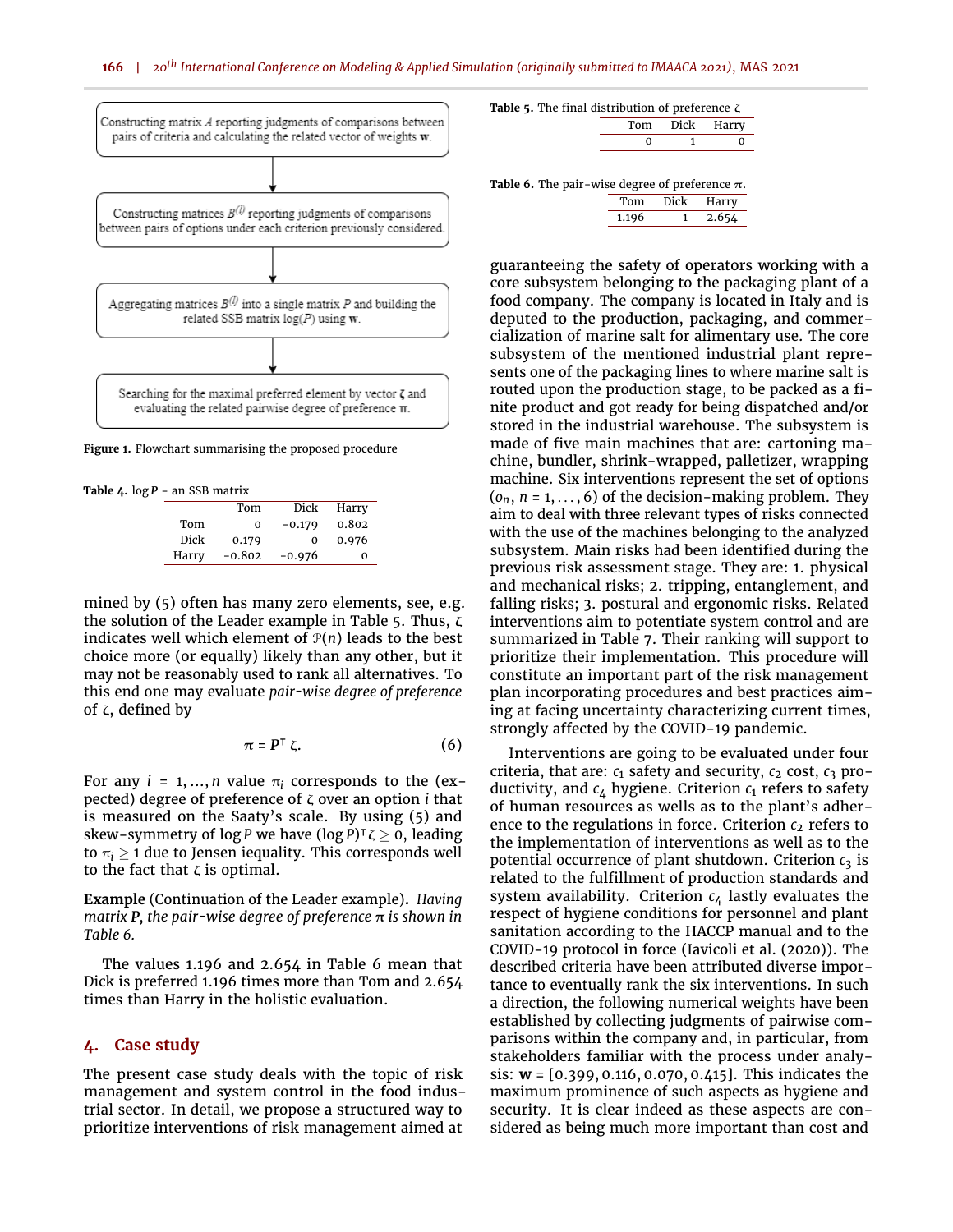Constructing matrix $A$ reporting judgments of comparisons between pairs of criteria and calculating the related vector of weights $\mathbf{w}$.

↓

Constructing matrices $B^{(l)}$ reporting judgments of comparisons between pairs of options under each criterion previously considered.

↓

Aggregating matrices $B^{(l)}$ into a single matrix $P$ and building the related SSB matrix $\log(P)$ using $\mathbf{w}$.

↓

Searching for the maximal preferred element by vector $\boldsymbol{\zeta}$ and evaluating the related pairwise degree of preference $\boldsymbol{\pi}$.

**Figure 1.** Flowchart summarising the proposed procedure

**Table 4.** $\log P$ - an SSB matrix

| | Tom | Dick | Harry |
|---|---|---|---|
| Tom | 0 | −0.179 | 0.802 |
| Dick | 0.179 | 0 | 0.976 |
| Harry | −0.802 | −0.976 | 0 |

mined by (5) often has many zero elements, see, e.g. the solution of the Leader example in Table 5. Thus, $\zeta$ indicates well which element of $\mathcal{P}(n)$ leads to the best choice more (or equally) likely than any other, but it may not be reasonably used to rank all alternatives. To this end one may evaluate *pair-wise degree of preference* of $\zeta$, defined by

$$\pi = P^{\intercal}\zeta. \tag{6}$$

For any $i = 1, \ldots, n$ value $\pi_i$ corresponds to the (expected) degree of preference of $\zeta$ over an option $i$ that is measured on the Saaty's scale. By using (5) and skew-symmetry of $\log P$ we have $(\log P)^{\intercal}\zeta \geq 0$, leading to $\pi_i \geq 1$ due to Jensen iequality. This corresponds well to the fact that $\zeta$ is optimal.

**Example** (Continuation of the Leader example)**.** *Having matrix* $\boldsymbol{P}$*, the pair-wise degree of preference* $\pi$ *is shown in Table 6.*

The values 1.196 and 2.654 in Table 6 mean that Dick is preferred 1.196 times more than Tom and 2.654 times than Harry in the holistic evaluation.

## 4. Case study

The present case study deals with the topic of risk management and system control in the food industrial sector. In detail, we propose a structured way to prioritize interventions of risk management aimed at

**Table 5.** The final distribution of preference $\zeta$

| Tom | Dick | Harry |
|---|---|---|
| 0 | 1 | 0 |

**Table 6.** The pair-wise degree of preference $\pi$.

| Tom | Dick | Harry |
|---|---|---|
| 1.196 | 1 | 2.654 |

guaranteeing the safety of operators working with a core subsystem belonging to the packaging plant of a food company. The company is located in Italy and is deputed to the production, packaging, and commercialization of marine salt for alimentary use. The core subsystem of the mentioned industrial plant represents one of the packaging lines to where marine salt is routed upon the production stage, to be packed as a finite product and got ready for being dispatched and/or stored in the industrial warehouse. The subsystem is made of five main machines that are: cartoning machine, bundler, shrink-wrapped, palletizer, wrapping machine. Six interventions represent the set of options ($o_n$, $n = 1, \ldots, 6$) of the decision-making problem. They aim to deal with three relevant types of risks connected with the use of the machines belonging to the analyzed subsystem. Main risks had been identified during the previous risk assessment stage. They are: 1. physical and mechanical risks; 2. tripping, entanglement, and falling risks; 3. postural and ergonomic risks. Related interventions aim to potentiate system control and are summarized in Table 7. Their ranking will support to prioritize their implementation. This procedure will constitute an important part of the risk management plan incorporating procedures and best practices aiming at facing uncertainty characterizing current times, strongly affected by the COVID-19 pandemic.

Interventions are going to be evaluated under four criteria, that are: $c_1$ safety and security, $c_2$ cost, $c_3$ productivity, and $c_4$ hygiene. Criterion $c_1$ refers to safety of human resources as wells as to the plant's adherence to the regulations in force. Criterion $c_2$ refers to the implementation of interventions as well as to the potential occurrence of plant shutdown. Criterion $c_3$ is related to the fulfillment of production standards and system availability. Criterion $c_4$ lastly evaluates the respect of hygiene conditions for personnel and plant sanitation according to the HACCP manual and to the COVID-19 protocol in force (Iavicoli et al. (2020)). The described criteria have been attributed diverse importance to eventually rank the six interventions. In such a direction, the following numerical weights have been established by collecting judgments of pairwise comparisons within the company and, in particular, from stakeholders familiar with the process under analysis: $\mathbf{w} = [0.399, 0.116, 0.070, 0.415]$. This indicates the maximum prominence of such aspects as hygiene and security. It is clear indeed as these aspects are considered as being much more important than cost and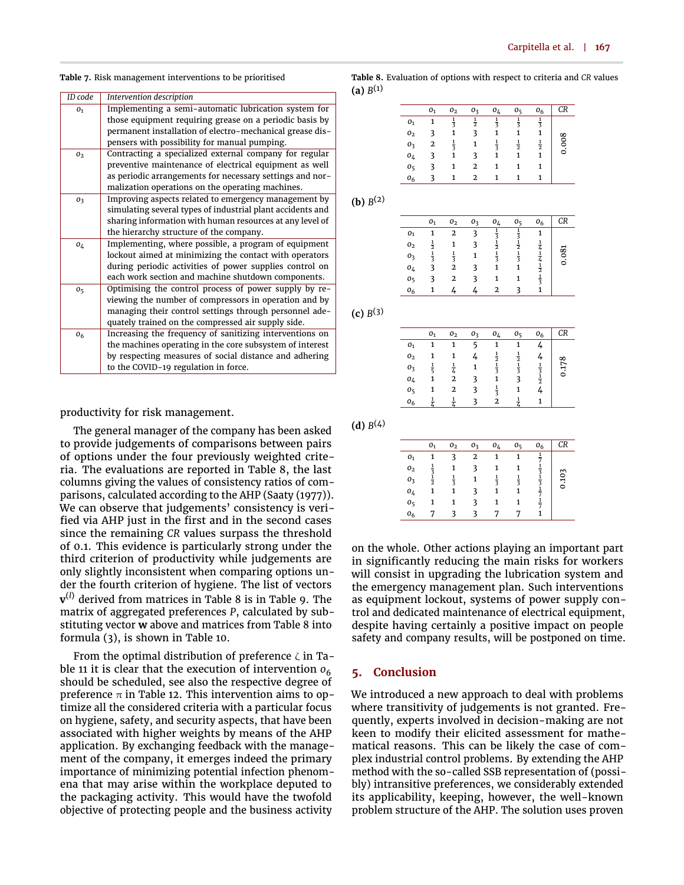**Table 7.** Risk management interventions to be prioritised

| ID code | Intervention description |
|---|---|
| $o_1$ | Implementing a semi-automatic lubrication system for those equipment requiring grease on a periodic basis by permanent installation of electro-mechanical grease dispensers with possibility for manual pumping. |
| $o_2$ | Contracting a specialized external company for regular preventive maintenance of electrical equipment as well as periodic arrangements for necessary settings and normalization operations on the operating machines. |
| $o_3$ | Improving aspects related to emergency management by simulating several types of industrial plant accidents and sharing information with human resources at any level of the hierarchy structure of the company. |
| $o_4$ | Implementing, where possible, a program of equipment lockout aimed at minimizing the contact with operators during periodic activities of power supplies control on each work section and machine shutdown components. |
| $o_5$ | Optimising the control process of power supply by reviewing the number of compressors in operation and by managing their control settings through personnel adequately trained on the compressed air supply side. |
| $o_6$ | Increasing the frequency of sanitizing interventions on the machines operating in the core subsystem of interest by respecting measures of social distance and adhering to the COVID-19 regulation in force. |

productivity for risk management.

The general manager of the company has been asked to provide judgements of comparisons between pairs of options under the four previously weighted criteria. The evaluations are reported in Table 8, the last columns giving the values of consistency ratios of comparisons, calculated according to the AHP (Saaty (1977)). We can observe that judgements' consistency is verified via AHP just in the first and in the second cases since the remaining *CR* values surpass the threshold of 0.1. This evidence is particularly strong under the third criterion of productivity while judgements are only slightly inconsistent when comparing options under the fourth criterion of hygiene. The list of vectors $\mathbf{v}^{(l)}$ derived from matrices in Table 8 is in Table 9. The matrix of aggregated preferences $P$, calculated by substituting vector $\mathbf{w}$ above and matrices from Table 8 into formula (3), is shown in Table 10.

From the optimal distribution of preference $\zeta$ in Table 11 it is clear that the execution of intervention $o_6$ should be scheduled, see also the respective degree of preference $\pi$ in Table 12. This intervention aims to optimize all the considered criteria with a particular focus on hygiene, safety, and security aspects, that have been associated with higher weights by means of the AHP application. By exchanging feedback with the management of the company, it emerges indeed the primary importance of minimizing potential infection phenomena that may arise within the workplace deputed to the packaging activity. This would have the twofold objective of protecting people and the business activity on the whole. Other actions playing an important part in significantly reducing the main risks for workers will consist in upgrading the lubrication system and the emergency management plan. Such interventions as equipment lockout, systems of power supply control and dedicated maintenance of electrical equipment, despite having certainly a positive impact on people safety and company results, will be postponed on time.

**Table 8.** Evaluation of options with respect to criteria and *CR* values

**(a)** $B^{(1)}$

| | $o_1$ | $o_2$ | $o_3$ | $o_4$ | $o_5$ | $o_6$ | *CR* |
|---|---|---|---|---|---|---|---|
| $o_1$ | 1 | $\frac{1}{3}$ | $\frac{1}{2}$ | $\frac{1}{3}$ | $\frac{1}{3}$ | $\frac{1}{3}$ | 0.008 |
| $o_2$ | 3 | 1 | 3 | 1 | 1 | 1 | |
| $o_3$ | 2 | $\frac{1}{3}$ | 1 | $\frac{1}{3}$ | $\frac{1}{2}$ | $\frac{1}{2}$ | |
| $o_4$ | 3 | 1 | 3 | 1 | 1 | 1 | |
| $o_5$ | 3 | 1 | 2 | 1 | 1 | 1 | |
| $o_6$ | 3 | 1 | 2 | 1 | 1 | 1 | |

**(b)** $B^{(2)}$

| | $o_1$ | $o_2$ | $o_3$ | $o_4$ | $o_5$ | $o_6$ | *CR* |
|---|---|---|---|---|---|---|---|
| $o_1$ | 1 | 2 | 3 | $\frac{1}{3}$ | $\frac{1}{3}$ | 1 | 0.081 |
| $o_2$ | $\frac{1}{2}$ | 1 | 3 | $\frac{1}{2}$ | $\frac{1}{2}$ | $\frac{1}{4}$ | |
| $o_3$ | $\frac{1}{3}$ | $\frac{1}{3}$ | 1 | $\frac{1}{3}$ | $\frac{1}{3}$ | $\frac{1}{4}$ | |
| $o_4$ | 3 | 2 | 3 | 1 | 1 | $\frac{1}{2}$ | |
| $o_5$ | 3 | 2 | 3 | 1 | 1 | $\frac{1}{3}$ | |
| $o_6$ | 1 | 4 | 4 | 2 | 3 | 1 | |

**(c)** $B^{(3)}$

| | $o_1$ | $o_2$ | $o_3$ | $o_4$ | $o_5$ | $o_6$ | *CR* |
|---|---|---|---|---|---|---|---|
| $o_1$ | 1 | 1 | 5 | 1 | 1 | 4 | 0.178 |
| $o_2$ | 1 | 1 | 4 | $\frac{1}{2}$ | $\frac{1}{2}$ | 4 | |
| $o_3$ | $\frac{1}{5}$ | $\frac{1}{4}$ | 1 | $\frac{1}{3}$ | $\frac{1}{3}$ | $\frac{1}{3}$ | |
| $o_4$ | 1 | 2 | 3 | 1 | 3 | $\frac{1}{2}$ | |
| $o_5$ | 1 | 2 | 3 | $\frac{1}{3}$ | 1 | 4 | |
| $o_6$ | $\frac{1}{4}$ | $\frac{1}{4}$ | 3 | 2 | $\frac{1}{4}$ | 1 | |

**(d)** $B^{(4)}$

| | $o_1$ | $o_2$ | $o_3$ | $o_4$ | $o_5$ | $o_6$ | *CR* |
|---|---|---|---|---|---|---|---|
| $o_1$ | 1 | 3 | 2 | 1 | 1 | $\frac{1}{7}$ | 0.103 |
| $o_2$ | $\frac{1}{3}$ | 1 | 3 | 1 | 1 | $\frac{1}{3}$ | |
| $o_3$ | $\frac{1}{2}$ | $\frac{1}{3}$ | 1 | $\frac{1}{3}$ | $\frac{1}{3}$ | $\frac{1}{3}$ | |
| $o_4$ | 1 | 1 | 3 | 1 | 1 | $\frac{1}{7}$ | |
| $o_5$ | 1 | 1 | 3 | 1 | 1 | $\frac{1}{7}$ | |
| $o_6$ | 7 | 3 | 3 | 7 | 7 | 1 | |

## 5. Conclusion

We introduced a new approach to deal with problems where transitivity of judgements is not granted. Frequently, experts involved in decision-making are not keen to modify their elicited assessment for mathematical reasons. This can be likely the case of complex industrial control problems. By extending the AHP method with the so-called SSB representation of (possibly) intransitive preferences, we considerably extended its applicability, keeping, however, the well-known problem structure of the AHP. The solution uses proven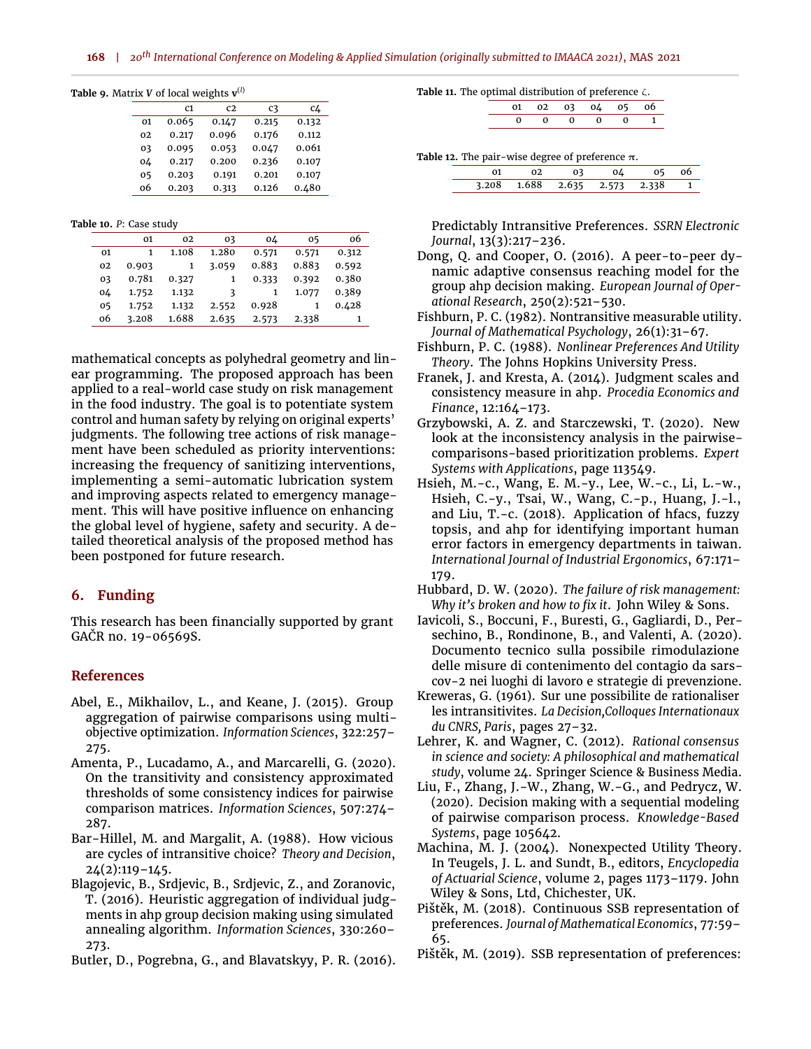**Table 9.** Matrix $V$ of local weights $\mathbf{v}^{(l)}$

| | c1 | c2 | c3 | c4 |
|---|---|---|---|---|
| o1 | 0.065 | 0.147 | 0.215 | 0.132 |
| o2 | 0.217 | 0.096 | 0.176 | 0.112 |
| o3 | 0.095 | 0.053 | 0.047 | 0.061 |
| o4 | 0.217 | 0.200 | 0.236 | 0.107 |
| o5 | 0.203 | 0.191 | 0.201 | 0.107 |
| o6 | 0.203 | 0.313 | 0.126 | 0.480 |

**Table 10.** $P$: Case study

| | o1 | o2 | o3 | o4 | o5 | o6 |
|---|---|---|---|---|---|---|
| o1 | 1 | 1.108 | 1.280 | 0.571 | 0.571 | 0.312 |
| o2 | 0.903 | 1 | 3.059 | 0.883 | 0.883 | 0.592 |
| o3 | 0.781 | 0.327 | 1 | 0.333 | 0.392 | 0.380 |
| o4 | 1.752 | 1.132 | 3 | 1 | 1.077 | 0.389 |
| o5 | 1.752 | 1.132 | 2.552 | 0.928 | 1 | 0.428 |
| o6 | 3.208 | 1.688 | 2.635 | 2.573 | 2.338 | 1 |

**Table 11.** The optimal distribution of preference $\zeta$.

| o1 | o2 | o3 | o4 | o5 | o6 |
|---|---|---|---|---|---|
| 0 | 0 | 0 | 0 | 0 | 1 |

**Table 12.** The pair-wise degree of preference $\pi$.

| o1 | o2 | o3 | o4 | o5 | o6 |
|---|---|---|---|---|---|
| 3.208 | 1.688 | 2.635 | 2.573 | 2.338 | 1 |

mathematical concepts as polyhedral geometry and linear programming. The proposed approach has been applied to a real-world case study on risk management in the food industry. The goal is to potentiate system control and human safety by relying on original experts' judgments. The following tree actions of risk management have been scheduled as priority interventions: increasing the frequency of sanitizing interventions, implementing a semi-automatic lubrication system and improving aspects related to emergency management. This will have positive influence on enhancing the global level of hygiene, safety and security. A detailed theoretical analysis of the proposed method has been postponed for future research.

## 6. Funding

This research has been financially supported by grant GAČR no. 19-06569S.

## References

Abel, E., Mikhailov, L., and Keane, J. (2015). Group aggregation of pairwise comparisons using multi-objective optimization. *Information Sciences*, 322:257–275.

Amenta, P., Lucadamo, A., and Marcarelli, G. (2020). On the transitivity and consistency approximated thresholds of some consistency indices for pairwise comparison matrices. *Information Sciences*, 507:274–287.

Bar-Hillel, M. and Margalit, A. (1988). How vicious are cycles of intransitive choice? *Theory and Decision*, 24(2):119–145.

Blagojevic, B., Srdjevic, B., Srdjevic, Z., and Zoranovic, T. (2016). Heuristic aggregation of individual judgments in ahp group decision making using simulated annealing algorithm. *Information Sciences*, 330:260–273.

Butler, D., Pogrebna, G., and Blavatskyy, P. R. (2016). Predictably Intransitive Preferences. *SSRN Electronic Journal*, 13(3):217–236.

Dong, Q. and Cooper, O. (2016). A peer-to-peer dynamic adaptive consensus reaching model for the group ahp decision making. *European Journal of Operational Research*, 250(2):521–530.

Fishburn, P. C. (1982). Nontransitive measurable utility. *Journal of Mathematical Psychology*, 26(1):31–67.

Fishburn, P. C. (1988). *Nonlinear Preferences And Utility Theory*. The Johns Hopkins University Press.

Franek, J. and Kresta, A. (2014). Judgment scales and consistency measure in ahp. *Procedia Economics and Finance*, 12:164–173.

Grzybowski, A. Z. and Starczewski, T. (2020). New look at the inconsistency analysis in the pairwise-comparisons-based prioritization problems. *Expert Systems with Applications*, page 113549.

Hsieh, M.-c., Wang, E. M.-y., Lee, W.-c., Li, L.-w., Hsieh, C.-y., Tsai, W., Wang, C.-p., Huang, J.-l., and Liu, T.-c. (2018). Application of hfacs, fuzzy topsis, and ahp for identifying important human error factors in emergency departments in taiwan. *International Journal of Industrial Ergonomics*, 67:171–179.

Hubbard, D. W. (2020). *The failure of risk management: Why it's broken and how to fix it*. John Wiley & Sons.

Iavicoli, S., Boccuni, F., Buresti, G., Gagliardi, D., Persechino, B., Rondinone, B., and Valenti, A. (2020). Documento tecnico sulla possibile rimodulazione delle misure di contenimento del contagio da sars-cov-2 nei luoghi di lavoro e strategie di prevenzione.

Kreweras, G. (1961). Sur une possibilite de rationaliser les intransitivites. *La Decision,Colloques Internationaux du CNRS, Paris*, pages 27–32.

Lehrer, K. and Wagner, C. (2012). *Rational consensus in science and society: A philosophical and mathematical study*, volume 24. Springer Science & Business Media.

Liu, F., Zhang, J.-W., Zhang, W.-G., and Pedrycz, W. (2020). Decision making with a sequential modeling of pairwise comparison process. *Knowledge-Based Systems*, page 105642.

Machina, M. J. (2004). Nonexpected Utility Theory. In Teugels, J. L. and Sundt, B., editors, *Encyclopedia of Actuarial Science*, volume 2, pages 1173–1179. John Wiley & Sons, Ltd, Chichester, UK.

Pištěk, M. (2018). Continuous SSB representation of preferences. *Journal of Mathematical Economics*, 77:59–65.

Pištěk, M. (2019). SSB representation of preferences: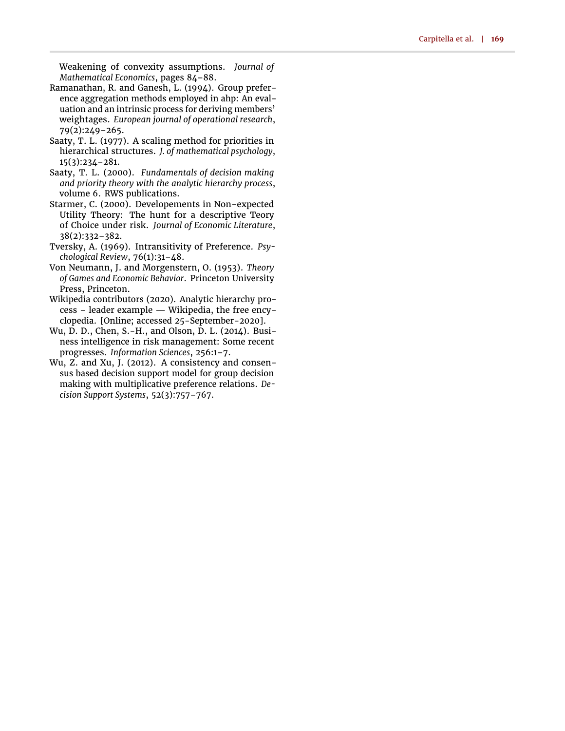Weakening of convexity assumptions. *Journal of Mathematical Economics*, pages 84–88.

Ramanathan, R. and Ganesh, L. (1994). Group preference aggregation methods employed in ahp: An evaluation and an intrinsic process for deriving members' weightages. *European journal of operational research*, 79(2):249–265.

Saaty, T. L. (1977). A scaling method for priorities in hierarchical structures. *J. of mathematical psychology*, 15(3):234–281.

Saaty, T. L. (2000). *Fundamentals of decision making and priority theory with the analytic hierarchy process*, volume 6. RWS publications.

Starmer, C. (2000). Developements in Non-expected Utility Theory: The hunt for a descriptive Teory of Choice under risk. *Journal of Economic Literature*, 38(2):332–382.

Tversky, A. (1969). Intransitivity of Preference. *Psychological Review*, 76(1):31–48.

Von Neumann, J. and Morgenstern, O. (1953). *Theory of Games and Economic Behavior*. Princeton University Press, Princeton.

Wikipedia contributors (2020). Analytic hierarchy process – leader example — Wikipedia, the free encyclopedia. [Online; accessed 25-September-2020].

Wu, D. D., Chen, S.-H., and Olson, D. L. (2014). Business intelligence in risk management: Some recent progresses. *Information Sciences*, 256:1–7.

Wu, Z. and Xu, J. (2012). A consistency and consensus based decision support model for group decision making with multiplicative preference relations. *Decision Support Systems*, 52(3):757–767.